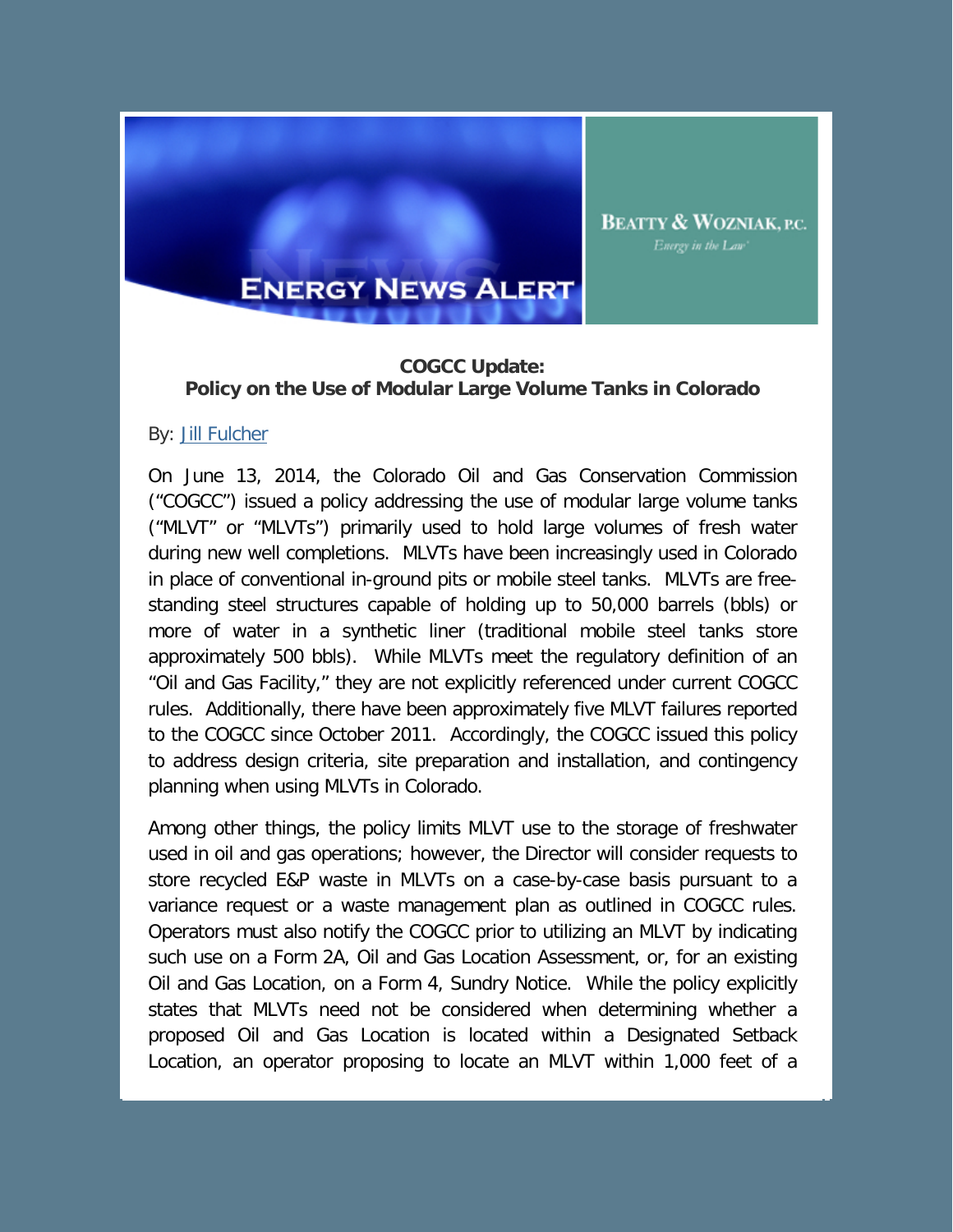ENERGY NEWS ALERT

BEATTY & WOZNIAK, P.C.

*Energy in the Law*

## COGCC Update:
## Policy on the Use of Modular Large Volume Tanks in Colorado

By: Jill Fulcher

On June 13, 2014, the Colorado Oil and Gas Conservation Commission ("COGCC") issued a policy addressing the use of modular large volume tanks ("MLVT" or "MLVTs") primarily used to hold large volumes of fresh water during new well completions. MLVTs have been increasingly used in Colorado in place of conventional in-ground pits or mobile steel tanks. MLVTs are free-standing steel structures capable of holding up to 50,000 barrels (bbls) or more of water in a synthetic liner (traditional mobile steel tanks store approximately 500 bbls). While MLVTs meet the regulatory definition of an "Oil and Gas Facility," they are not explicitly referenced under current COGCC rules. Additionally, there have been approximately five MLVT failures reported to the COGCC since October 2011. Accordingly, the COGCC issued this policy to address design criteria, site preparation and installation, and contingency planning when using MLVTs in Colorado.

Among other things, the policy limits MLVT use to the storage of freshwater used in oil and gas operations; however, the Director will consider requests to store recycled E&P waste in MLVTs on a case-by-case basis pursuant to a variance request or a waste management plan as outlined in COGCC rules. Operators must also notify the COGCC prior to utilizing an MLVT by indicating such use on a Form 2A, Oil and Gas Location Assessment, or, for an existing Oil and Gas Location, on a Form 4, Sundry Notice. While the policy explicitly states that MLVTs need not be considered when determining whether a proposed Oil and Gas Location is located within a Designated Setback Location, an operator proposing to locate an MLVT within 1,000 feet of a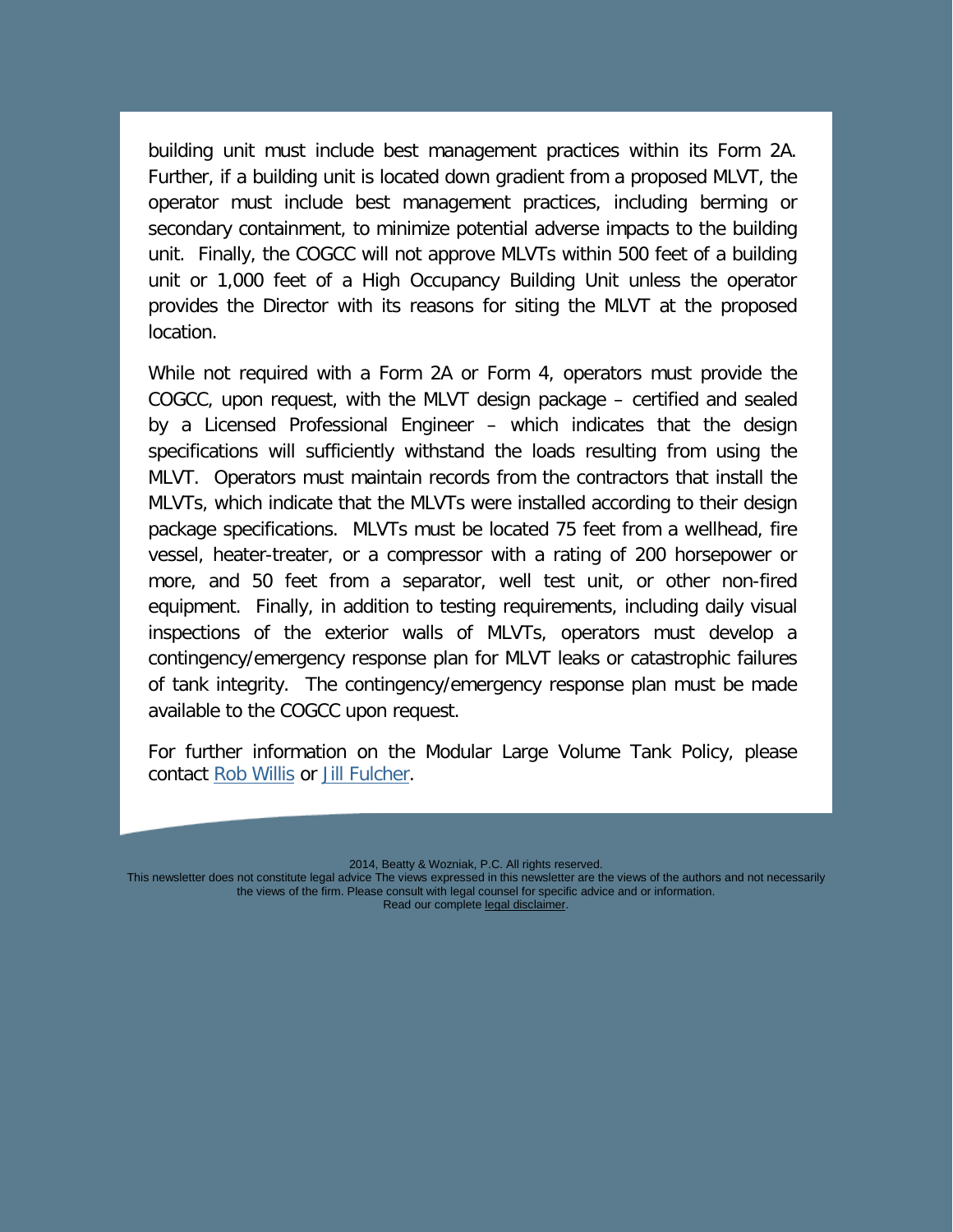building unit must include best management practices within its Form 2A. Further, if a building unit is located down gradient from a proposed MLVT, the operator must include best management practices, including berming or secondary containment, to minimize potential adverse impacts to the building unit. Finally, the COGCC will not approve MLVTs within 500 feet of a building unit or 1,000 feet of a High Occupancy Building Unit unless the operator provides the Director with its reasons for siting the MLVT at the proposed location.

While not required with a Form 2A or Form 4, operators must provide the COGCC, upon request, with the MLVT design package – certified and sealed by a Licensed Professional Engineer – which indicates that the design specifications will sufficiently withstand the loads resulting from using the MLVT. Operators must maintain records from the contractors that install the MLVTs, which indicate that the MLVTs were installed according to their design package specifications. MLVTs must be located 75 feet from a wellhead, fire vessel, heater-treater, or a compressor with a rating of 200 horsepower or more, and 50 feet from a separator, well test unit, or other non-fired equipment. Finally, in addition to testing requirements, including daily visual inspections of the exterior walls of MLVTs, operators must develop a contingency/emergency response plan for MLVT leaks or catastrophic failures of tank integrity. The contingency/emergency response plan must be made available to the COGCC upon request.

For further information on the Modular Large Volume Tank Policy, please contact Rob Willis or Jill Fulcher.

2014, Beatty & Wozniak, P.C. All rights reserved.
This newsletter does not constitute legal advice The views expressed in this newsletter are the views of the authors and not necessarily the views of the firm. Please consult with legal counsel for specific advice and or information.
Read our complete legal disclaimer.